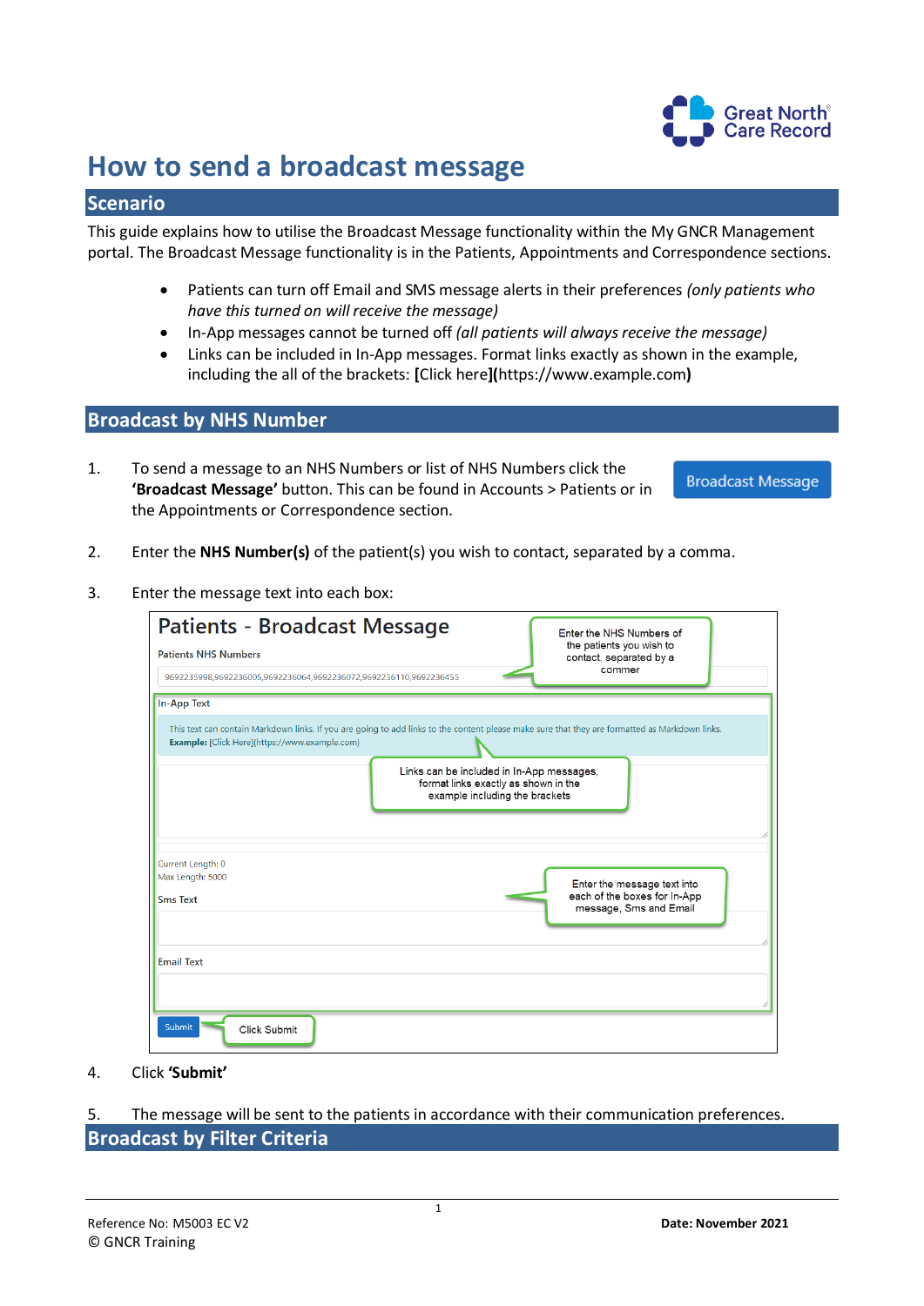# How to send a broadcast message

## Scenario

This guide explains how to utilise the Broadcast Message functionality within the My GNCR Management portal. The Broadcast Message functionality is in the Patients, Appointments and Correspondence sections.

- Patients can turn off Email and SMS message alerts in their preferences *(only patients who have this turned on will receive the message)*
- In-App messages cannot be turned off *(all patients will always receive the message)*
- Links can be included in In-App messages. Format links exactly as shown in the example, including the all of the brackets: **[**Click here**](**https://www.example.com**)**

## Broadcast by NHS Number

1. To send a message to an NHS Numbers or list of NHS Numbers click the **'Broadcast Message'** button. This can be found in Accounts > Patients or in the Appointments or Correspondence section.

   Broadcast Message

2. Enter the **NHS Number(s)** of the patient(s) you wish to contact, separated by a comma.

3. Enter the message text into each box:

   Patients - Broadcast Message

   Patients NHS Numbers

   9692235998,9692236005,9692236064,9692236072,9692236110,9692236455

   Enter the NHS Numbers of the patients you wish to contact, separated by a commer

   In-App Text

   This text can contain Markdown links. If you are going to add links to the content please make sure that they are formatted as Markdown links.
   **Example:** [Click Here](https://www.example.com)

   Links can be included in In-App messages, format links exactly as shown in the example including the brackets

   Current Length: 0
   Max Length: 5000

   Sms Text

   Enter the message text into each of the boxes for In-App message, Sms and Email

   Email Text

   Submit

   Click Submit

4. Click **'Submit'**

5. The message will be sent to the patients in accordance with their communication preferences.

## Broadcast by Filter Criteria

Reference No: M5003 EC V2

© GNCR Training

**Date: November 2021**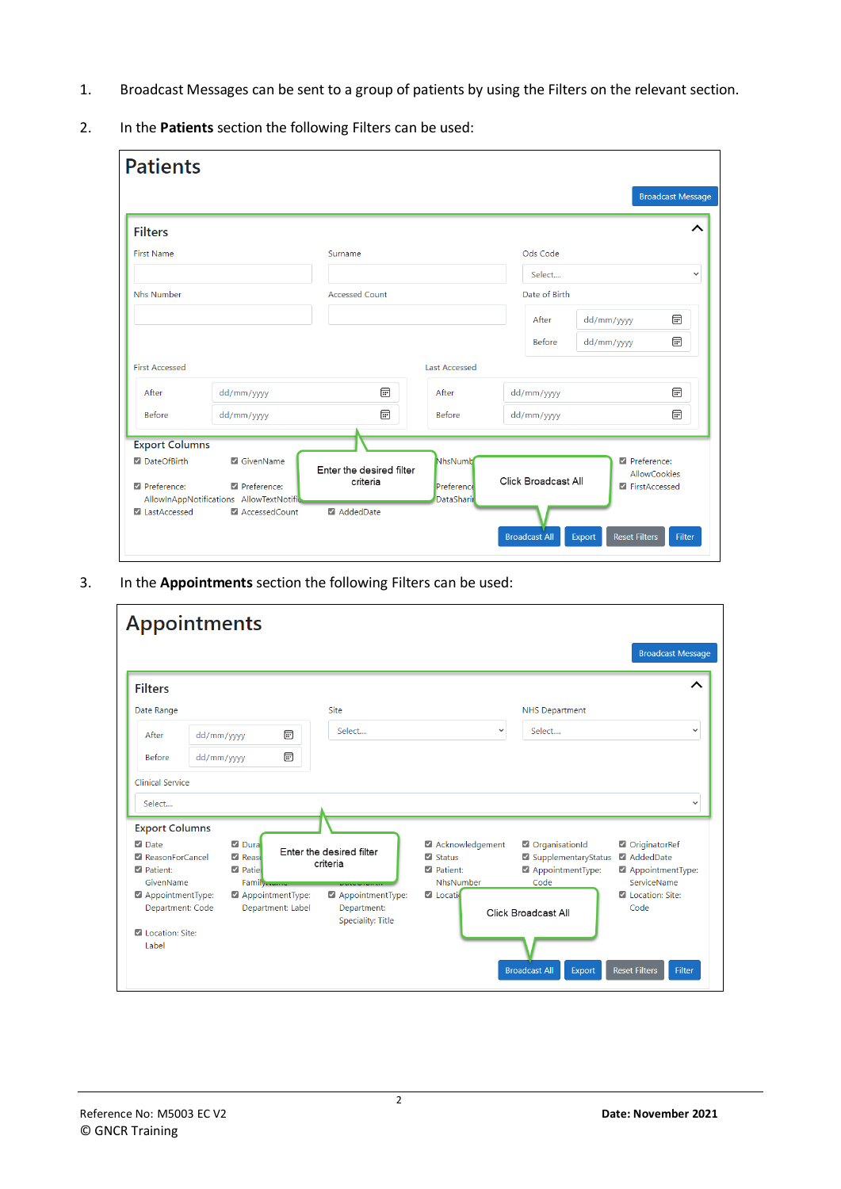1. Broadcast Messages can be sent to a group of patients by using the Filters on the relevant section.

2. In the **Patients** section the following Filters can be used:

# Patients

Broadcast Message

## Filters

First Name | Surname | Ods Code (Select...)

Nhs Number | Accessed Count | Date of Birth (After dd/mm/yyyy, Before dd/mm/yyyy)

First Accessed (After dd/mm/yyyy, Before dd/mm/yyyy) | Last Accessed (After dd/mm/yyyy, Before dd/mm/yyyy)

### Export Columns

- ☑ DateOfBirth
- ☑ GivenName
- ☑ NhsNumber
- ☑ Preference: AllowCookies
- ☑ Preference: AllowInAppNotifications
- ☑ Preference: AllowTextNotifications
- ☑ Preference: DataSharing
- ☑ FirstAccessed
- ☑ LastAccessed
- ☑ AccessedCount
- ☑ AddedDate

Enter the desired filter criteria

Click Broadcast All

Broadcast All | Export | Reset Filters | Filter

3. In the **Appointments** section the following Filters can be used:

# Appointments

Broadcast Message

## Filters

Date Range (After dd/mm/yyyy, Before dd/mm/yyyy) | Site (Select...) | NHS Department (Select...)

Clinical Service (Select...)

### Export Columns

- ☑ Date
- ☑ Duration
- ☑ Acknowledgement
- ☑ OrganisationId
- ☑ OriginatorRef
- ☑ ReasonForCancel
- ☑ Reason
- ☑ Status
- ☑ SupplementaryStatus
- ☑ AddedDate
- ☑ Patient: GivenName
- ☑ Patient: FamilyName
- ☑ Patient: DateOfBirth
- ☑ Patient: NhsNumber
- ☑ AppointmentType: Code
- ☑ AppointmentType: ServiceName
- ☑ AppointmentType: Department: Code
- ☑ AppointmentType: Department: Label
- ☑ AppointmentType: Department: Speciality: Title
- ☑ Location
- ☑ Location: Site: Code
- ☑ Location: Site: Label

Enter the desired filter criteria

Click Broadcast All

Broadcast All | Export | Reset Filters | Filter

Reference No: M5003 EC V2
© GNCR Training

**Date: November 2021**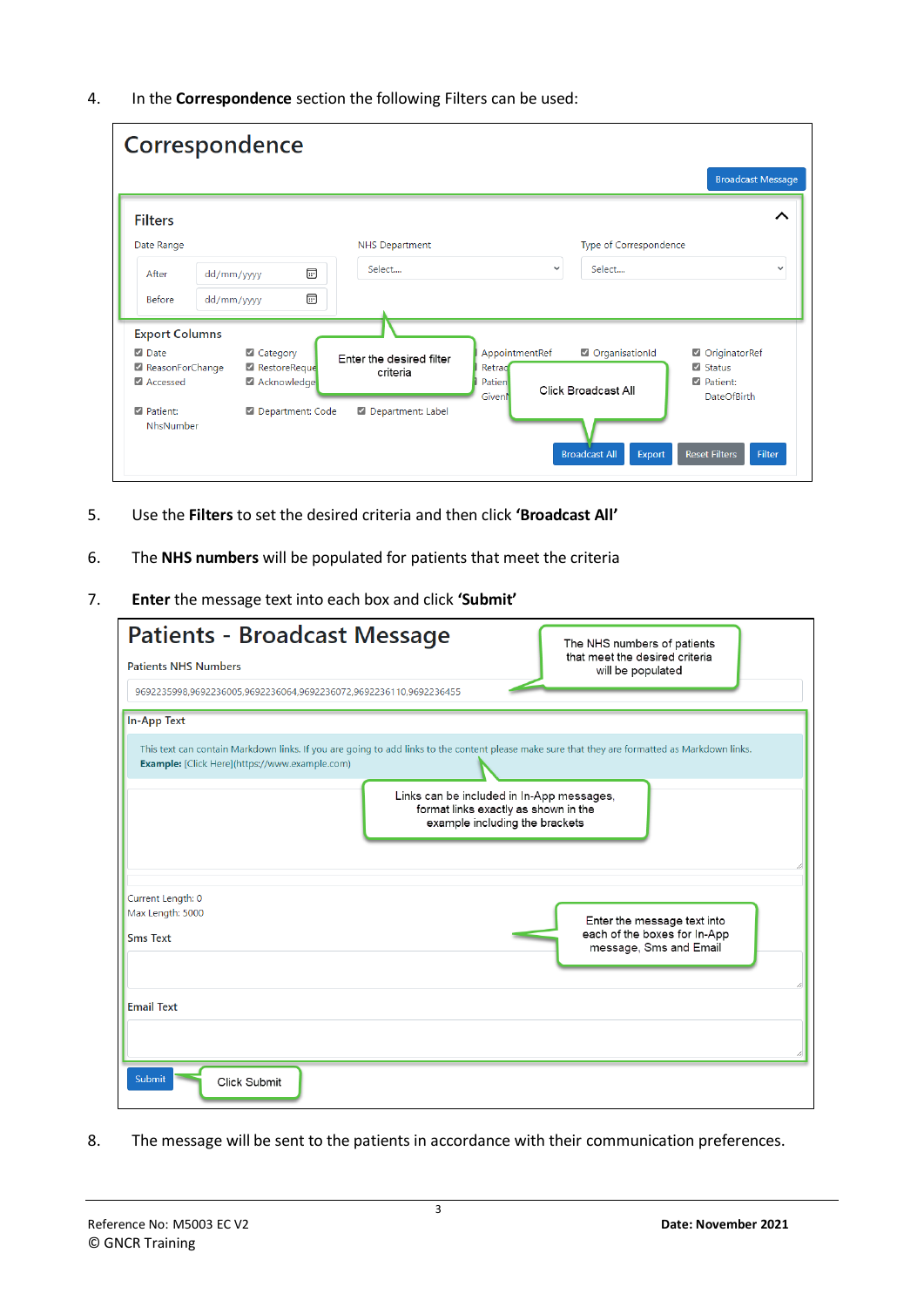4. In the **Correspondence** section the following Filters can be used:

5. Use the **Filters** to set the desired criteria and then click **'Broadcast All'**

6. The **NHS numbers** will be populated for patients that meet the criteria

7. **Enter** the message text into each box and click **'Submit'**

8. The message will be sent to the patients in accordance with their communication preferences.

Reference No: M5003 EC V2 — Date: November 2021

© GNCR Training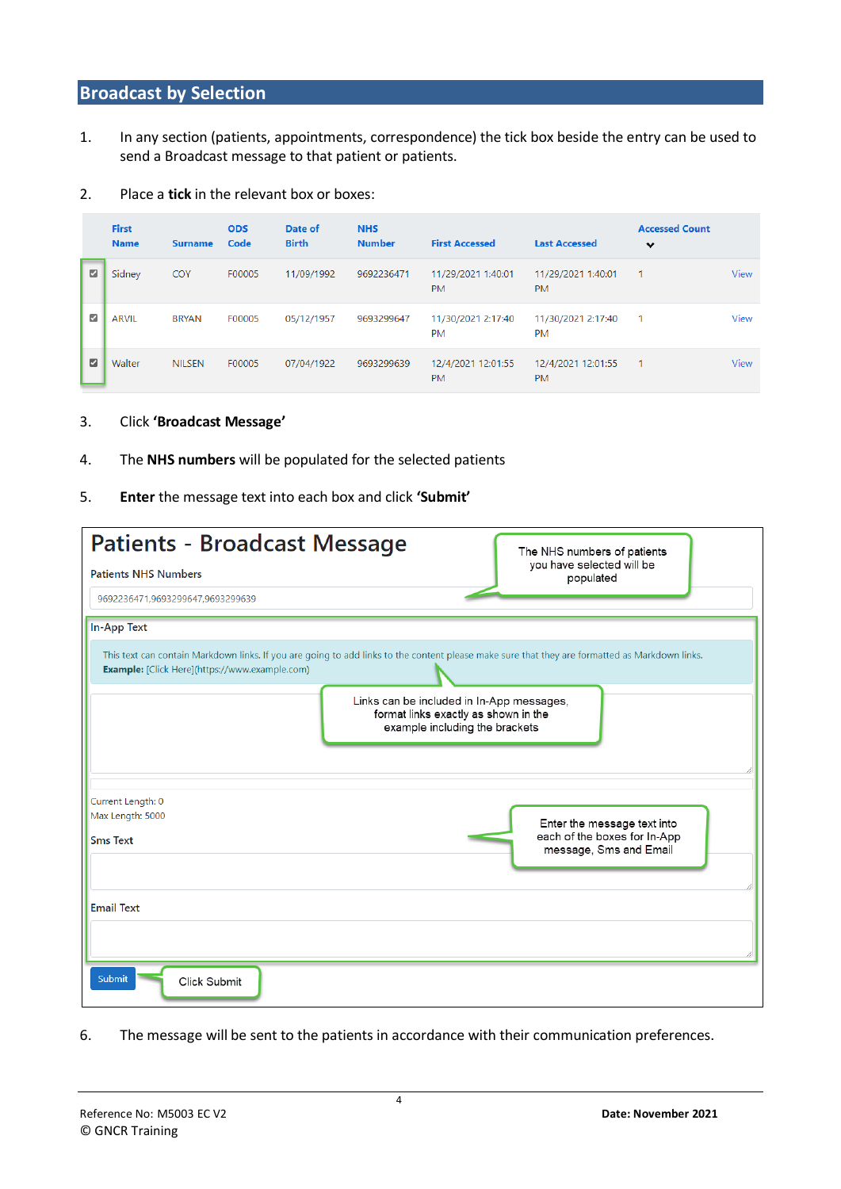## Broadcast by Selection

1. In any section (patients, appointments, correspondence) the tick box beside the entry can be used to send a Broadcast message to that patient or patients.

2. Place a **tick** in the relevant box or boxes:

| | First Name | Surname | ODS Code | Date of Birth | NHS Number | First Accessed | Last Accessed | Accessed Count | |
|---|---|---|---|---|---|---|---|---|---|
| ☑ | Sidney | COY | F00005 | 11/09/1992 | 9692236471 | 11/29/2021 1:40:01 PM | 11/29/2021 1:40:01 PM | 1 | View |
| ☑ | ARVIL | BRYAN | F00005 | 05/12/1957 | 9693299647 | 11/30/2021 2:17:40 PM | 11/30/2021 2:17:40 PM | 1 | View |
| ☑ | Walter | NILSEN | F00005 | 07/04/1922 | 9693299639 | 12/4/2021 12:01:55 PM | 12/4/2021 12:01:55 PM | 1 | View |

3. Click **'Broadcast Message'**

4. The **NHS numbers** will be populated for the selected patients

5. **Enter** the message text into each box and click **'Submit'**

# Patients - Broadcast Message

Patients NHS Numbers

9692236471,9693299647,9693299639

The NHS numbers of patients you have selected will be populated

In-App Text

This text can contain Markdown links. If you are going to add links to the content please make sure that they are formatted as Markdown links.
**Example:** [Click Here](https://www.example.com)

Links can be included in In-App messages, format links exactly as shown in the example including the brackets

Current Length: 0
Max Length: 5000

Sms Text

Enter the message text into each of the boxes for In-App message, Sms and Email

Email Text

Submit

Click Submit

6. The message will be sent to the patients in accordance with their communication preferences.

Reference No: M5003 EC V2
© GNCR Training

**Date: November 2021**